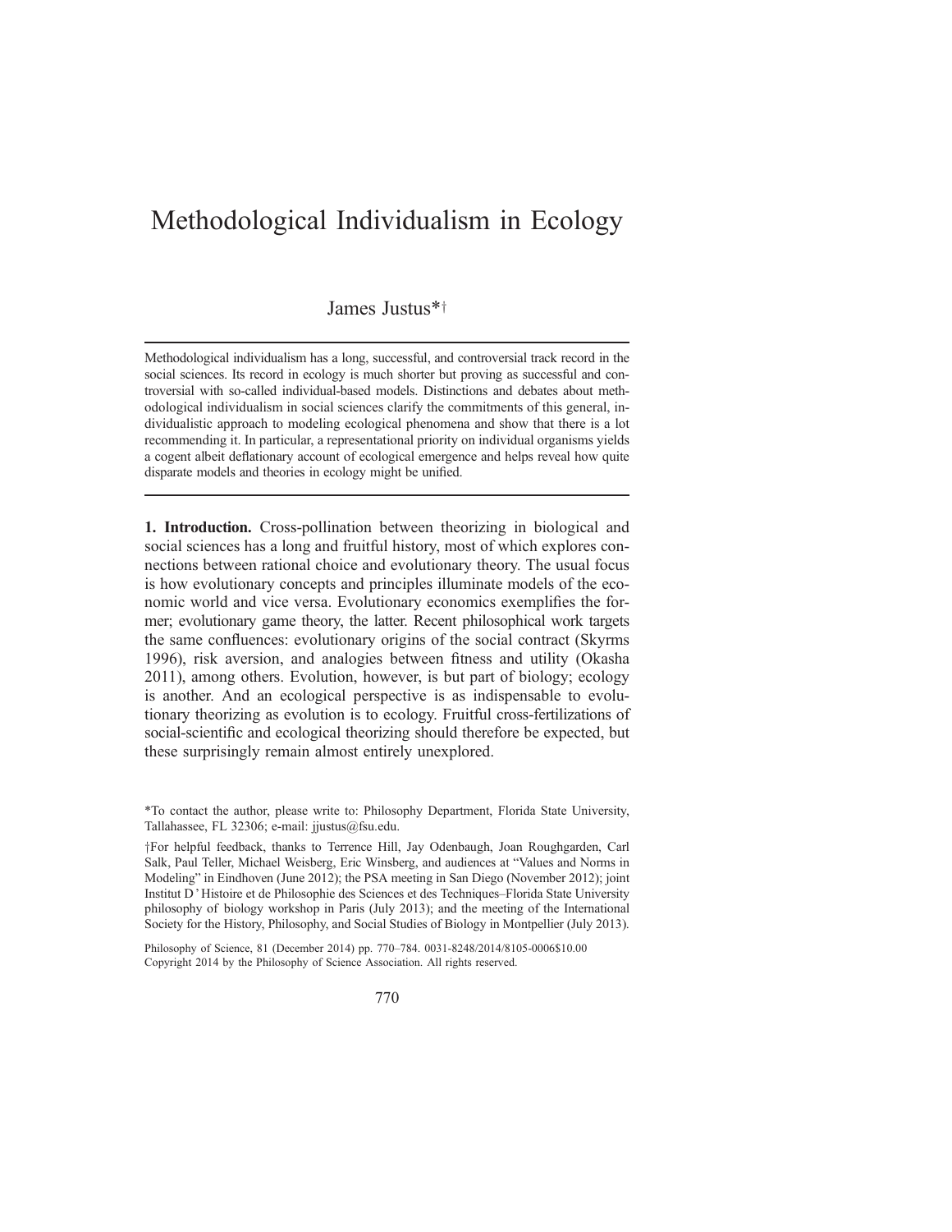# Methodological Individualism in Ecology

James Justus*†

Methodological individualism has a long, successful, and controversial track record in the social sciences. Its record in ecology is much shorter but proving as successful and controversial with so-called individual-based models. Distinctions and debates about methodological individualism in social sciences clarify the commitments of this general, individualistic approach to modeling ecological phenomena and show that there is a lot recommending it. In particular, a representational priority on individual organisms yields a cogent albeit deflationary account of ecological emergence and helps reveal how quite disparate models and theories in ecology might be unified.

**1. Introduction.** Cross-pollination between theorizing in biological and social sciences has a long and fruitful history, most of which explores connections between rational choice and evolutionary theory. The usual focus is how evolutionary concepts and principles illuminate models of the economic world and vice versa. Evolutionary economics exemplifies the former; evolutionary game theory, the latter. Recent philosophical work targets the same confluences: evolutionary origins of the social contract (Skyrms 1996), risk aversion, and analogies between fitness and utility (Okasha 2011), among others. Evolution, however, is but part of biology; ecology is another. And an ecological perspective is as indispensable to evolutionary theorizing as evolution is to ecology. Fruitful cross-fertilizations of social-scientific and ecological theorizing should therefore be expected, but these surprisingly remain almost entirely unexplored.

*To contact the author, please write to: Philosophy Department, Florida State University, Tallahassee, FL 32306; e-mail: jjustus@fsu.edu.

†For helpful feedback, thanks to Terrence Hill, Jay Odenbaugh, Joan Roughgarden, Carl Salk, Paul Teller, Michael Weisberg, Eric Winsberg, and audiences at "Values and Norms in Modeling" in Eindhoven (June 2012); the PSA meeting in San Diego (November 2012); joint Institut D'Histoire et de Philosophie des Sciences et des Techniques–Florida State University philosophy of biology workshop in Paris (July 2013); and the meeting of the International Society for the History, Philosophy, and Social Studies of Biology in Montpellier (July 2013).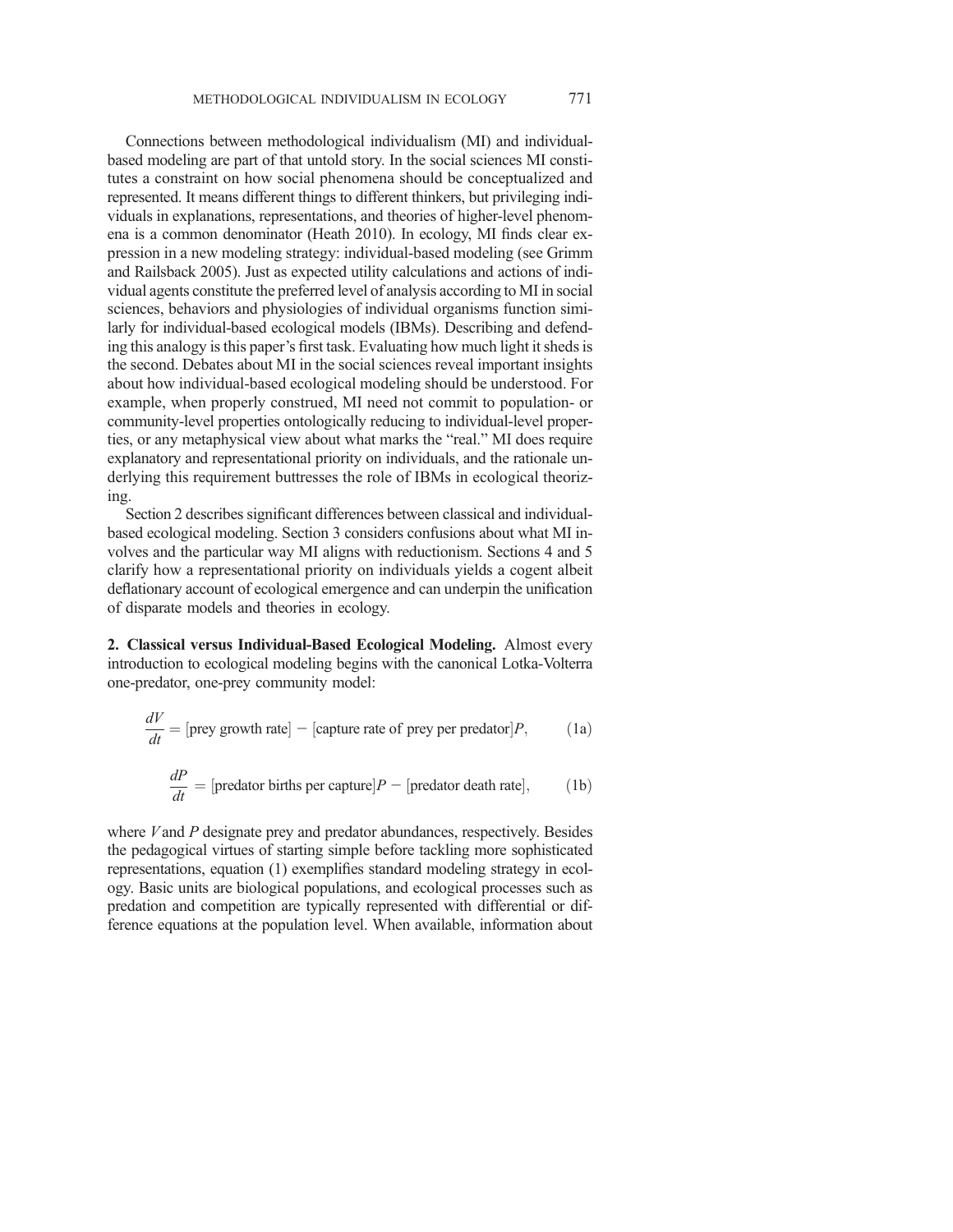Connections between methodological individualism (MI) and individual-based modeling are part of that untold story. In the social sciences MI constitutes a constraint on how social phenomena should be conceptualized and represented. It means different things to different thinkers, but privileging individuals in explanations, representations, and theories of higher-level phenomena is a common denominator (Heath 2010). In ecology, MI finds clear expression in a new modeling strategy: individual-based modeling (see Grimm and Railsback 2005). Just as expected utility calculations and actions of individual agents constitute the preferred level of analysis according to MI in social sciences, behaviors and physiologies of individual organisms function similarly for individual-based ecological models (IBMs). Describing and defending this analogy is this paper's first task. Evaluating how much light it sheds is the second. Debates about MI in the social sciences reveal important insights about how individual-based ecological modeling should be understood. For example, when properly construed, MI need not commit to population- or community-level properties ontologically reducing to individual-level properties, or any metaphysical view about what marks the "real." MI does require explanatory and representational priority on individuals, and the rationale underlying this requirement buttresses the role of IBMs in ecological theorizing.

Section 2 describes significant differences between classical and individual-based ecological modeling. Section 3 considers confusions about what MI involves and the particular way MI aligns with reductionism. Sections 4 and 5 clarify how a representational priority on individuals yields a cogent albeit deflationary account of ecological emergence and can underpin the unification of disparate models and theories in ecology.

## 2. Classical versus Individual-Based Ecological Modeling.

Almost every introduction to ecological modeling begins with the canonical Lotka-Volterra one-predator, one-prey community model:

$$\frac{dV}{dt} = [\text{prey growth rate}] - [\text{capture rate of prey per predator}]P, \tag{1a}$$

$$\frac{dP}{dt} = [\text{predator births per capture}]P - [\text{predator death rate}], \tag{1b}$$

where $V$ and $P$ designate prey and predator abundances, respectively. Besides the pedagogical virtues of starting simple before tackling more sophisticated representations, equation (1) exemplifies standard modeling strategy in ecology. Basic units are biological populations, and ecological processes such as predation and competition are typically represented with differential or difference equations at the population level. When available, information about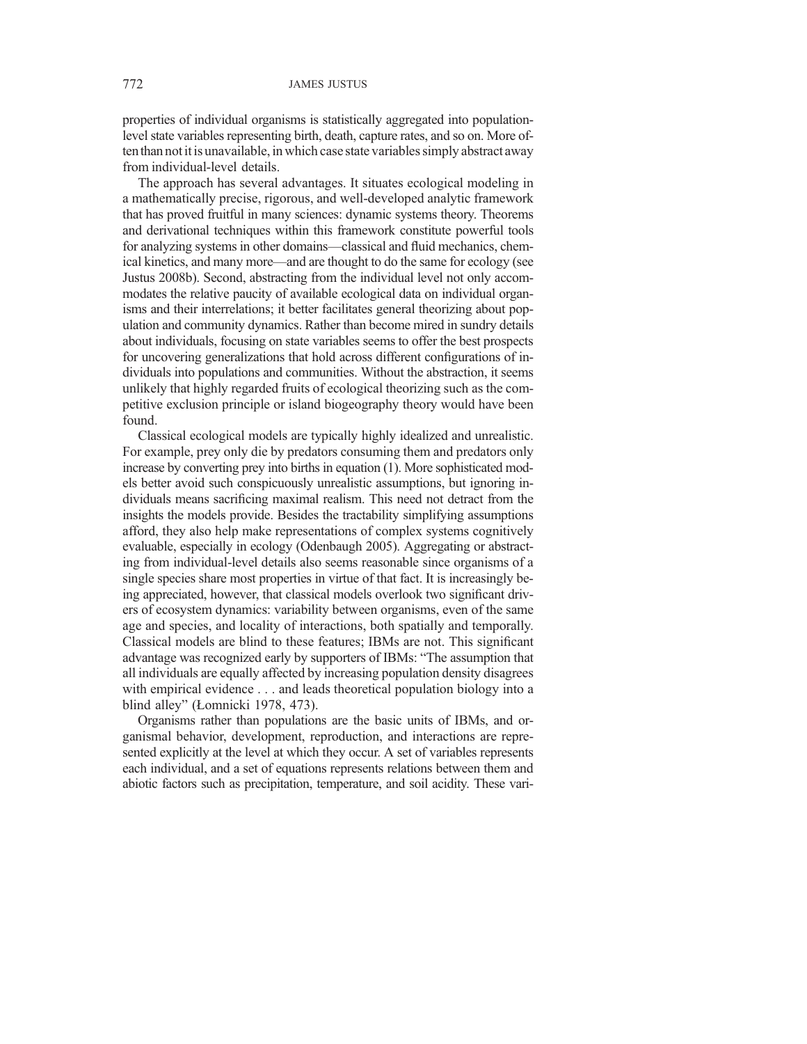properties of individual organisms is statistically aggregated into population-level state variables representing birth, death, capture rates, and so on. More often than not it is unavailable, in which case state variables simply abstract away from individual-level details.

The approach has several advantages. It situates ecological modeling in a mathematically precise, rigorous, and well-developed analytic framework that has proved fruitful in many sciences: dynamic systems theory. Theorems and derivational techniques within this framework constitute powerful tools for analyzing systems in other domains—classical and fluid mechanics, chemical kinetics, and many more—and are thought to do the same for ecology (see Justus 2008b). Second, abstracting from the individual level not only accommodates the relative paucity of available ecological data on individual organisms and their interrelations; it better facilitates general theorizing about population and community dynamics. Rather than become mired in sundry details about individuals, focusing on state variables seems to offer the best prospects for uncovering generalizations that hold across different configurations of individuals into populations and communities. Without the abstraction, it seems unlikely that highly regarded fruits of ecological theorizing such as the competitive exclusion principle or island biogeography theory would have been found.

Classical ecological models are typically highly idealized and unrealistic. For example, prey only die by predators consuming them and predators only increase by converting prey into births in equation (1). More sophisticated models better avoid such conspicuously unrealistic assumptions, but ignoring individuals means sacrificing maximal realism. This need not detract from the insights the models provide. Besides the tractability simplifying assumptions afford, they also help make representations of complex systems cognitively evaluable, especially in ecology (Odenbaugh 2005). Aggregating or abstracting from individual-level details also seems reasonable since organisms of a single species share most properties in virtue of that fact. It is increasingly being appreciated, however, that classical models overlook two significant drivers of ecosystem dynamics: variability between organisms, even of the same age and species, and locality of interactions, both spatially and temporally. Classical models are blind to these features; IBMs are not. This significant advantage was recognized early by supporters of IBMs: "The assumption that all individuals are equally affected by increasing population density disagrees with empirical evidence . . . and leads theoretical population biology into a blind alley" (Łomnicki 1978, 473).

Organisms rather than populations are the basic units of IBMs, and organismal behavior, development, reproduction, and interactions are represented explicitly at the level at which they occur. A set of variables represents each individual, and a set of equations represents relations between them and abiotic factors such as precipitation, temperature, and soil acidity. These vari-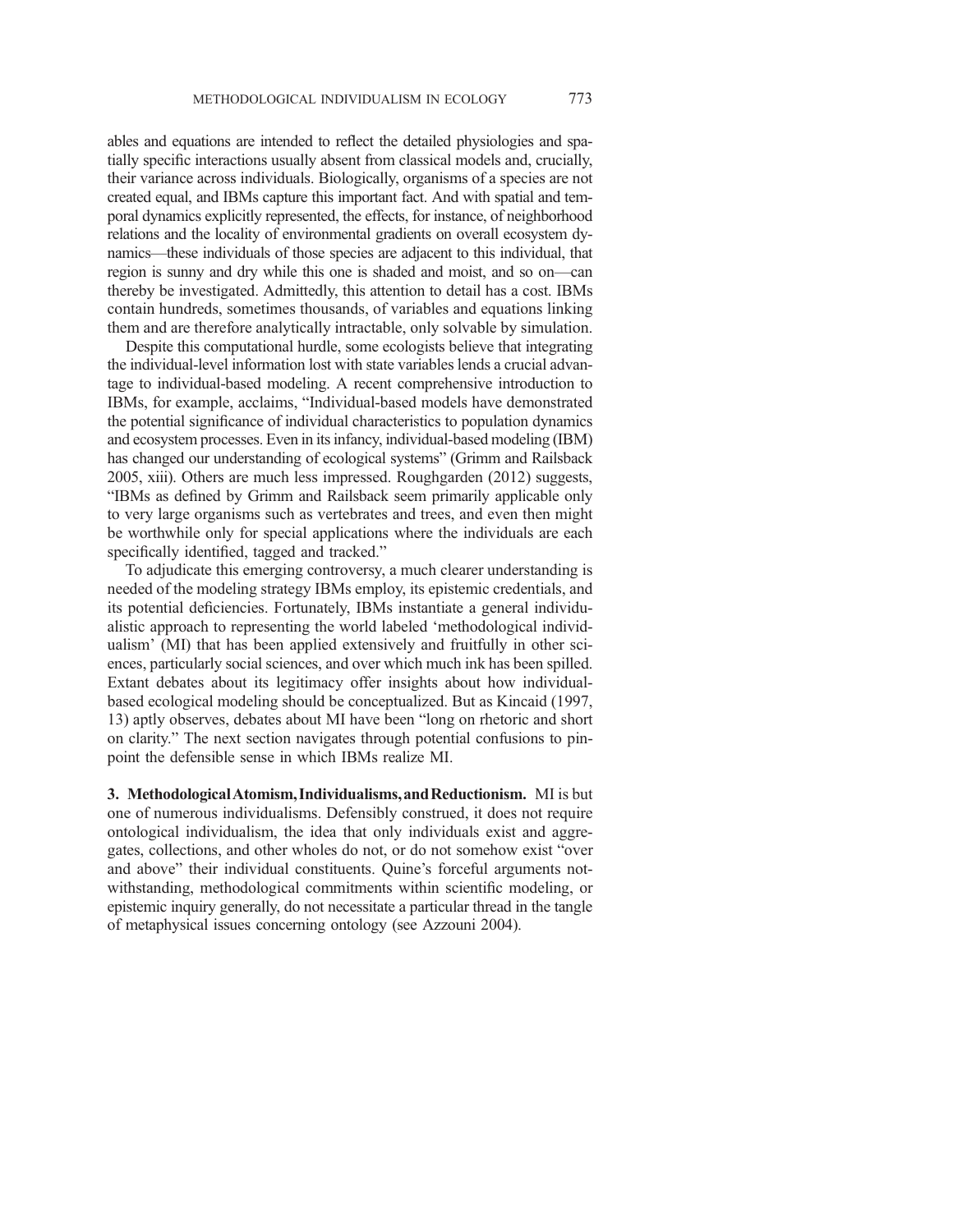ables and equations are intended to reflect the detailed physiologies and spatially specific interactions usually absent from classical models and, crucially, their variance across individuals. Biologically, organisms of a species are not created equal, and IBMs capture this important fact. And with spatial and temporal dynamics explicitly represented, the effects, for instance, of neighborhood relations and the locality of environmental gradients on overall ecosystem dynamics—these individuals of those species are adjacent to this individual, that region is sunny and dry while this one is shaded and moist, and so on—can thereby be investigated. Admittedly, this attention to detail has a cost. IBMs contain hundreds, sometimes thousands, of variables and equations linking them and are therefore analytically intractable, only solvable by simulation.

Despite this computational hurdle, some ecologists believe that integrating the individual-level information lost with state variables lends a crucial advantage to individual-based modeling. A recent comprehensive introduction to IBMs, for example, acclaims, "Individual-based models have demonstrated the potential significance of individual characteristics to population dynamics and ecosystem processes. Even in its infancy, individual-based modeling (IBM) has changed our understanding of ecological systems" (Grimm and Railsback 2005, xiii). Others are much less impressed. Roughgarden (2012) suggests, "IBMs as defined by Grimm and Railsback seem primarily applicable only to very large organisms such as vertebrates and trees, and even then might be worthwhile only for special applications where the individuals are each specifically identified, tagged and tracked."

To adjudicate this emerging controversy, a much clearer understanding is needed of the modeling strategy IBMs employ, its epistemic credentials, and its potential deficiencies. Fortunately, IBMs instantiate a general individualistic approach to representing the world labeled 'methodological individualism' (MI) that has been applied extensively and fruitfully in other sciences, particularly social sciences, and over which much ink has been spilled. Extant debates about its legitimacy offer insights about how individual-based ecological modeling should be conceptualized. But as Kincaid (1997, 13) aptly observes, debates about MI have been "long on rhetoric and short on clarity." The next section navigates through potential confusions to pinpoint the defensible sense in which IBMs realize MI.

## 3. Methodological Atomism, Individualisms, and Reductionism.

MI is but one of numerous individualisms. Defensibly construed, it does not require ontological individualism, the idea that only individuals exist and aggregates, collections, and other wholes do not, or do not somehow exist "over and above" their individual constituents. Quine's forceful arguments notwithstanding, methodological commitments within scientific modeling, or epistemic inquiry generally, do not necessitate a particular thread in the tangle of metaphysical issues concerning ontology (see Azzouni 2004).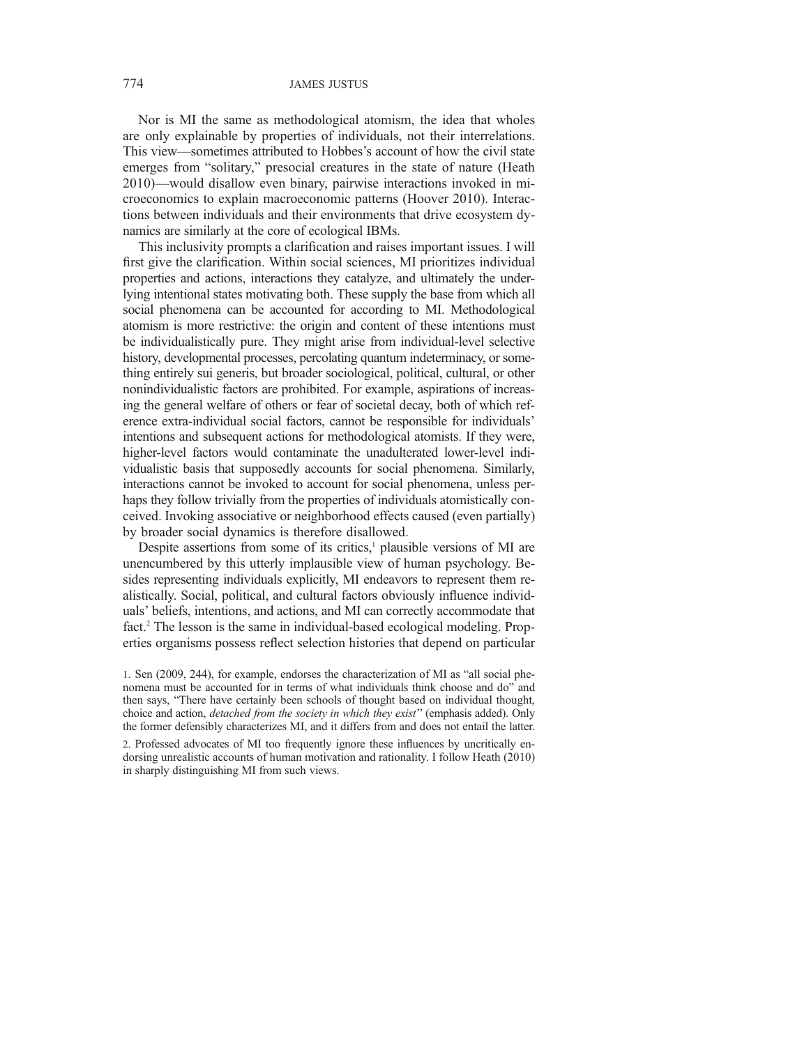Nor is MI the same as methodological atomism, the idea that wholes are only explainable by properties of individuals, not their interrelations. This view—sometimes attributed to Hobbes's account of how the civil state emerges from "solitary," presocial creatures in the state of nature (Heath 2010)—would disallow even binary, pairwise interactions invoked in microeconomics to explain macroeconomic patterns (Hoover 2010). Interactions between individuals and their environments that drive ecosystem dynamics are similarly at the core of ecological IBMs.

This inclusivity prompts a clarification and raises important issues. I will first give the clarification. Within social sciences, MI prioritizes individual properties and actions, interactions they catalyze, and ultimately the underlying intentional states motivating both. These supply the base from which all social phenomena can be accounted for according to MI. Methodological atomism is more restrictive: the origin and content of these intentions must be individualistically pure. They might arise from individual-level selective history, developmental processes, percolating quantum indeterminacy, or something entirely sui generis, but broader sociological, political, cultural, or other nonindividualistic factors are prohibited. For example, aspirations of increasing the general welfare of others or fear of societal decay, both of which reference extra-individual social factors, cannot be responsible for individuals' intentions and subsequent actions for methodological atomists. If they were, higher-level factors would contaminate the unadulterated lower-level individualistic basis that supposedly accounts for social phenomena. Similarly, interactions cannot be invoked to account for social phenomena, unless perhaps they follow trivially from the properties of individuals atomistically conceived. Invoking associative or neighborhood effects caused (even partially) by broader social dynamics is therefore disallowed.

Despite assertions from some of its critics,[1] plausible versions of MI are unencumbered by this utterly implausible view of human psychology. Besides representing individuals explicitly, MI endeavors to represent them realistically. Social, political, and cultural factors obviously influence individuals' beliefs, intentions, and actions, and MI can correctly accommodate that fact.[2] The lesson is the same in individual-based ecological modeling. Properties organisms possess reflect selection histories that depend on particular

1. Sen (2009, 244), for example, endorses the characterization of MI as "all social phenomena must be accounted for in terms of what individuals think choose and do" and then says, "There have certainly been schools of thought based on individual thought, choice and action, *detached from the society in which they exist*" (emphasis added). Only the former defensibly characterizes MI, and it differs from and does not entail the latter.

2. Professed advocates of MI too frequently ignore these influences by uncritically endorsing unrealistic accounts of human motivation and rationality. I follow Heath (2010) in sharply distinguishing MI from such views.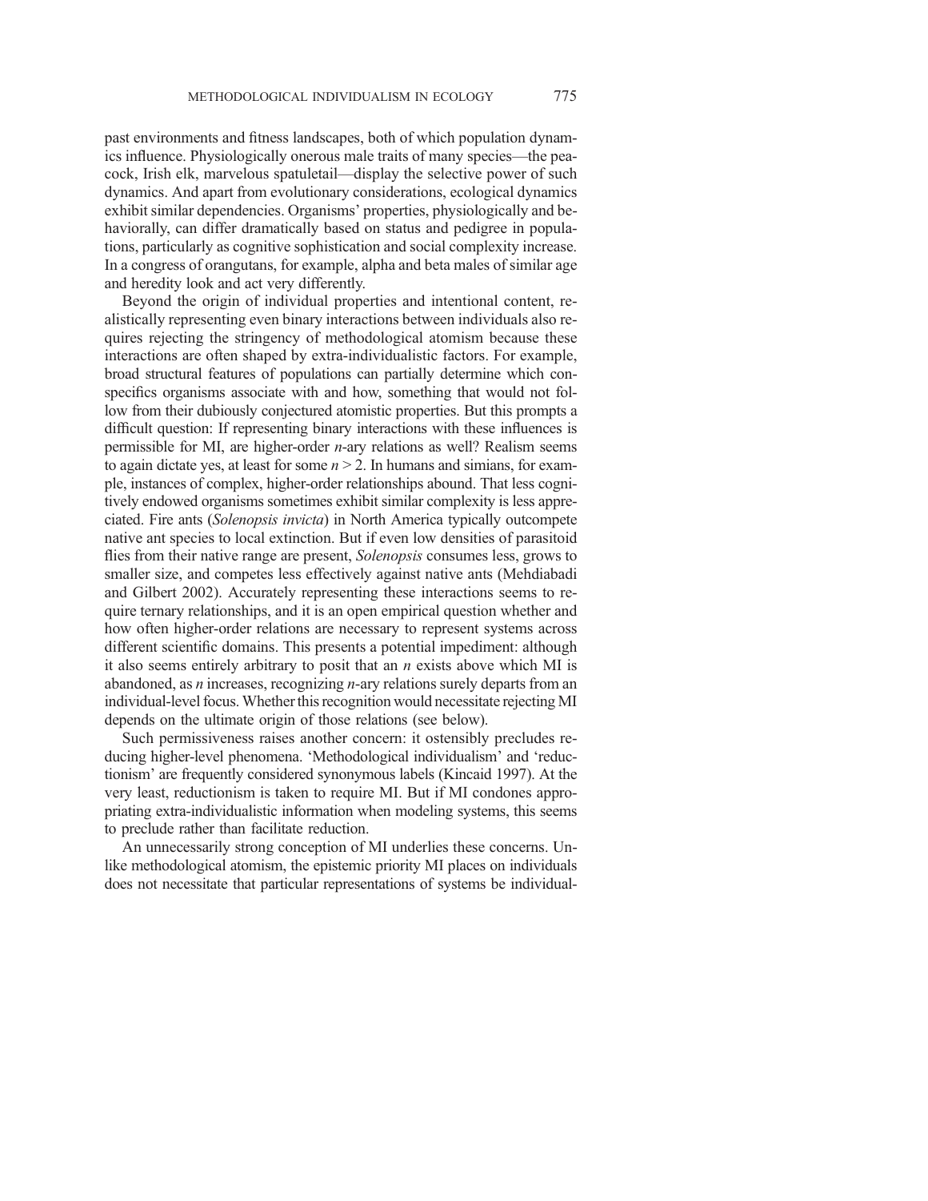past environments and fitness landscapes, both of which population dynamics influence. Physiologically onerous male traits of many species—the peacock, Irish elk, marvelous spatuletail—display the selective power of such dynamics. And apart from evolutionary considerations, ecological dynamics exhibit similar dependencies. Organisms' properties, physiologically and behaviorally, can differ dramatically based on status and pedigree in populations, particularly as cognitive sophistication and social complexity increase. In a congress of orangutans, for example, alpha and beta males of similar age and heredity look and act very differently.

Beyond the origin of individual properties and intentional content, realistically representing even binary interactions between individuals also requires rejecting the stringency of methodological atomism because these interactions are often shaped by extra-individualistic factors. For example, broad structural features of populations can partially determine which conspecifics organisms associate with and how, something that would not follow from their dubiously conjectured atomistic properties. But this prompts a difficult question: If representing binary interactions with these influences is permissible for MI, are higher-order $n$-ary relations as well? Realism seems to again dictate yes, at least for some $n > 2$. In humans and simians, for example, instances of complex, higher-order relationships abound. That less cognitively endowed organisms sometimes exhibit similar complexity is less appreciated. Fire ants (*Solenopsis invicta*) in North America typically outcompete native ant species to local extinction. But if even low densities of parasitoid flies from their native range are present, *Solenopsis* consumes less, grows to smaller size, and competes less effectively against native ants (Mehdiabadi and Gilbert 2002). Accurately representing these interactions seems to require ternary relationships, and it is an open empirical question whether and how often higher-order relations are necessary to represent systems across different scientific domains. This presents a potential impediment: although it also seems entirely arbitrary to posit that an $n$ exists above which MI is abandoned, as $n$ increases, recognizing $n$-ary relations surely departs from an individual-level focus. Whether this recognition would necessitate rejecting MI depends on the ultimate origin of those relations (see below).

Such permissiveness raises another concern: it ostensibly precludes reducing higher-level phenomena. 'Methodological individualism' and 'reductionism' are frequently considered synonymous labels (Kincaid 1997). At the very least, reductionism is taken to require MI. But if MI condones appropriating extra-individualistic information when modeling systems, this seems to preclude rather than facilitate reduction.

An unnecessarily strong conception of MI underlies these concerns. Unlike methodological atomism, the epistemic priority MI places on individuals does not necessitate that particular representations of systems be individual-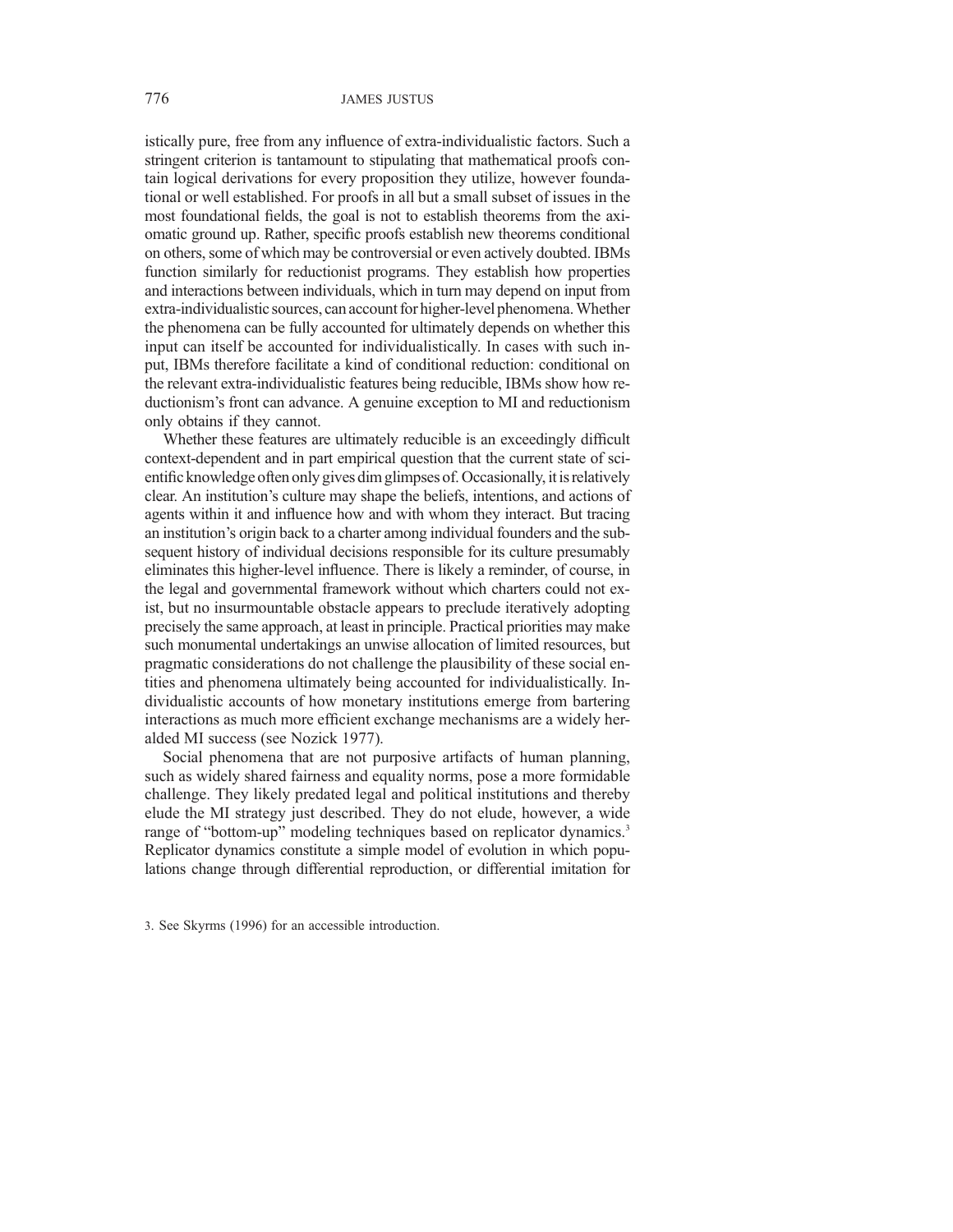istically pure, free from any influence of extra-individualistic factors. Such a stringent criterion is tantamount to stipulating that mathematical proofs contain logical derivations for every proposition they utilize, however foundational or well established. For proofs in all but a small subset of issues in the most foundational fields, the goal is not to establish theorems from the axiomatic ground up. Rather, specific proofs establish new theorems conditional on others, some of which may be controversial or even actively doubted. IBMs function similarly for reductionist programs. They establish how properties and interactions between individuals, which in turn may depend on input from extra-individualistic sources, can account for higher-level phenomena. Whether the phenomena can be fully accounted for ultimately depends on whether this input can itself be accounted for individualistically. In cases with such input, IBMs therefore facilitate a kind of conditional reduction: conditional on the relevant extra-individualistic features being reducible, IBMs show how reductionism's front can advance. A genuine exception to MI and reductionism only obtains if they cannot.

Whether these features are ultimately reducible is an exceedingly difficult context-dependent and in part empirical question that the current state of scientific knowledge often only gives dim glimpses of. Occasionally, it is relatively clear. An institution's culture may shape the beliefs, intentions, and actions of agents within it and influence how and with whom they interact. But tracing an institution's origin back to a charter among individual founders and the subsequent history of individual decisions responsible for its culture presumably eliminates this higher-level influence. There is likely a reminder, of course, in the legal and governmental framework without which charters could not exist, but no insurmountable obstacle appears to preclude iteratively adopting precisely the same approach, at least in principle. Practical priorities may make such monumental undertakings an unwise allocation of limited resources, but pragmatic considerations do not challenge the plausibility of these social entities and phenomena ultimately being accounted for individualistically. Individualistic accounts of how monetary institutions emerge from bartering interactions as much more efficient exchange mechanisms are a widely heralded MI success (see Nozick 1977).

Social phenomena that are not purposive artifacts of human planning, such as widely shared fairness and equality norms, pose a more formidable challenge. They likely predated legal and political institutions and thereby elude the MI strategy just described. They do not elude, however, a wide range of "bottom-up" modeling techniques based on replicator dynamics.[3] Replicator dynamics constitute a simple model of evolution in which populations change through differential reproduction, or differential imitation for

3. See Skyrms (1996) for an accessible introduction.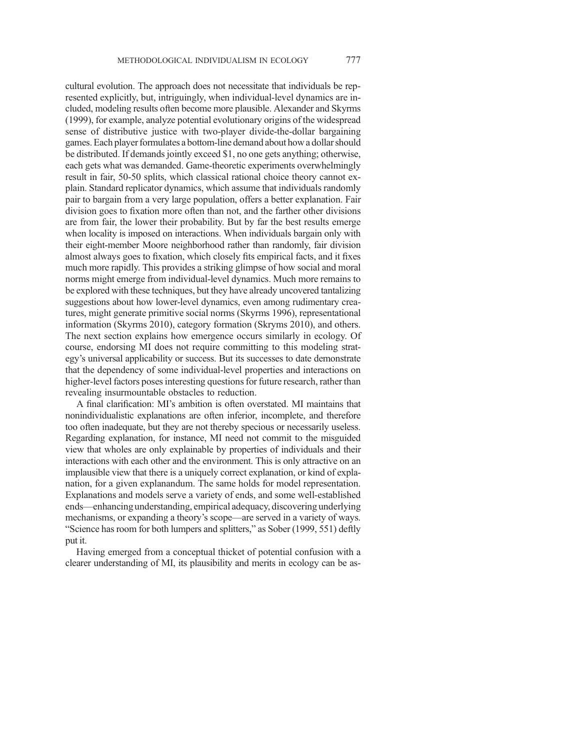cultural evolution. The approach does not necessitate that individuals be represented explicitly, but, intriguingly, when individual-level dynamics are included, modeling results often become more plausible. Alexander and Skyrms (1999), for example, analyze potential evolutionary origins of the widespread sense of distributive justice with two-player divide-the-dollar bargaining games. Each player formulates a bottom-line demand about how a dollar should be distributed. If demands jointly exceed $1, no one gets anything; otherwise, each gets what was demanded. Game-theoretic experiments overwhelmingly result in fair, 50-50 splits, which classical rational choice theory cannot explain. Standard replicator dynamics, which assume that individuals randomly pair to bargain from a very large population, offers a better explanation. Fair division goes to fixation more often than not, and the farther other divisions are from fair, the lower their probability. But by far the best results emerge when locality is imposed on interactions. When individuals bargain only with their eight-member Moore neighborhood rather than randomly, fair division almost always goes to fixation, which closely fits empirical facts, and it fixes much more rapidly. This provides a striking glimpse of how social and moral norms might emerge from individual-level dynamics. Much more remains to be explored with these techniques, but they have already uncovered tantalizing suggestions about how lower-level dynamics, even among rudimentary creatures, might generate primitive social norms (Skyrms 1996), representational information (Skyrms 2010), category formation (Skryms 2010), and others. The next section explains how emergence occurs similarly in ecology. Of course, endorsing MI does not require committing to this modeling strategy's universal applicability or success. But its successes to date demonstrate that the dependency of some individual-level properties and interactions on higher-level factors poses interesting questions for future research, rather than revealing insurmountable obstacles to reduction.

A final clarification: MI's ambition is often overstated. MI maintains that nonindividualistic explanations are often inferior, incomplete, and therefore too often inadequate, but they are not thereby specious or necessarily useless. Regarding explanation, for instance, MI need not commit to the misguided view that wholes are only explainable by properties of individuals and their interactions with each other and the environment. This is only attractive on an implausible view that there is a uniquely correct explanation, or kind of explanation, for a given explanandum. The same holds for model representation. Explanations and models serve a variety of ends, and some well-established ends—enhancing understanding, empirical adequacy, discovering underlying mechanisms, or expanding a theory's scope—are served in a variety of ways. "Science has room for both lumpers and splitters," as Sober (1999, 551) deftly put it.

Having emerged from a conceptual thicket of potential confusion with a clearer understanding of MI, its plausibility and merits in ecology can be as-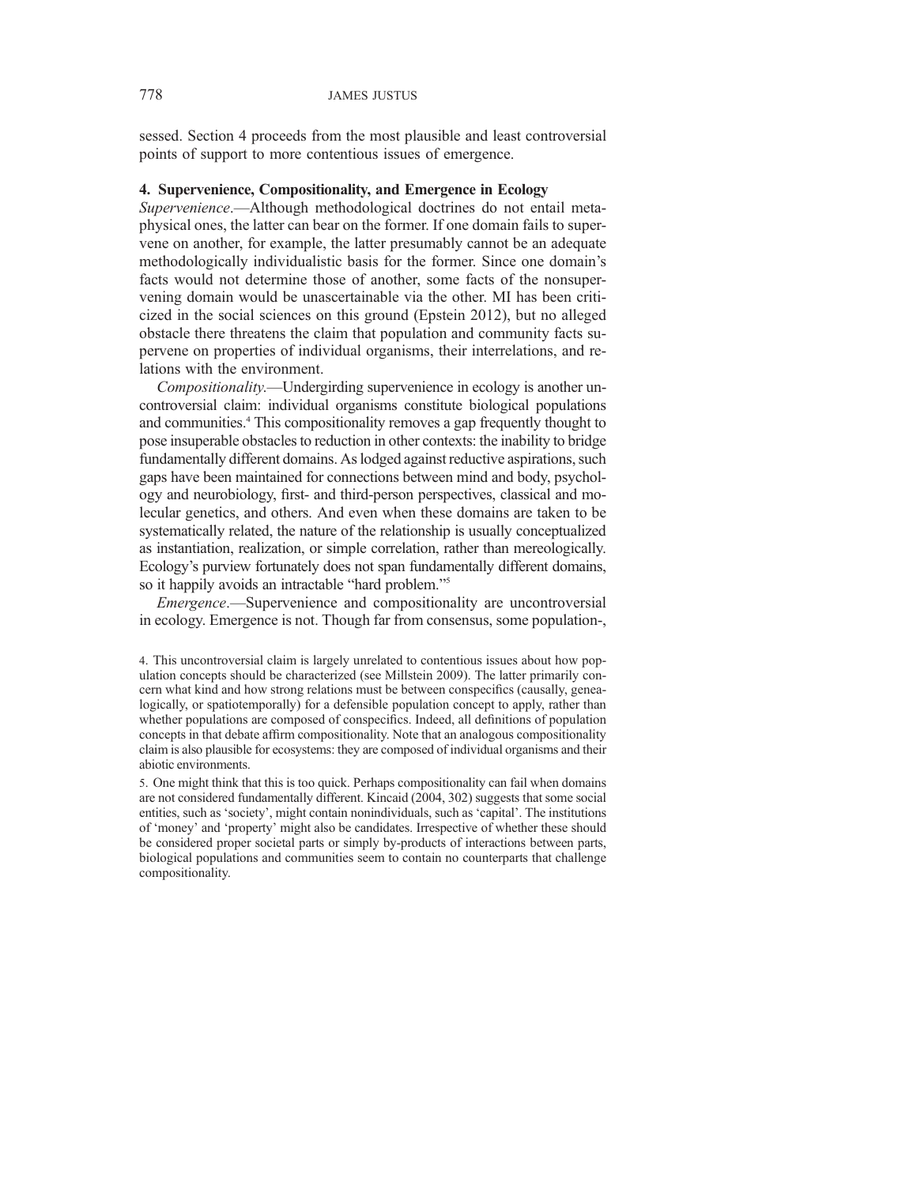sessed. Section 4 proceeds from the most plausible and least controversial points of support to more contentious issues of emergence.

## 4. Supervenience, Compositionality, and Emergence in Ecology

*Supervenience*.—Although methodological doctrines do not entail metaphysical ones, the latter can bear on the former. If one domain fails to supervene on another, for example, the latter presumably cannot be an adequate methodologically individualistic basis for the former. Since one domain's facts would not determine those of another, some facts of the nonsupervening domain would be unascertainable via the other. MI has been criticized in the social sciences on this ground (Epstein 2012), but no alleged obstacle there threatens the claim that population and community facts supervene on properties of individual organisms, their interrelations, and relations with the environment.

*Compositionality*.—Undergirding supervenience in ecology is another uncontroversial claim: individual organisms constitute biological populations and communities.[4] This compositionality removes a gap frequently thought to pose insuperable obstacles to reduction in other contexts: the inability to bridge fundamentally different domains. As lodged against reductive aspirations, such gaps have been maintained for connections between mind and body, psychology and neurobiology, first- and third-person perspectives, classical and molecular genetics, and others. And even when these domains are taken to be systematically related, the nature of the relationship is usually conceptualized as instantiation, realization, or simple correlation, rather than mereologically. Ecology's purview fortunately does not span fundamentally different domains, so it happily avoids an intractable "hard problem."[5]

*Emergence*.—Supervenience and compositionality are uncontroversial in ecology. Emergence is not. Though far from consensus, some population-,

4. This uncontroversial claim is largely unrelated to contentious issues about how population concepts should be characterized (see Millstein 2009). The latter primarily concern what kind and how strong relations must be between conspecifics (causally, genealogically, or spatiotemporally) for a defensible population concept to apply, rather than whether populations are composed of conspecifics. Indeed, all definitions of population concepts in that debate affirm compositionality. Note that an analogous compositionality claim is also plausible for ecosystems: they are composed of individual organisms and their abiotic environments.

5. One might think that this is too quick. Perhaps compositionality can fail when domains are not considered fundamentally different. Kincaid (2004, 302) suggests that some social entities, such as 'society', might contain nonindividuals, such as 'capital'. The institutions of 'money' and 'property' might also be candidates. Irrespective of whether these should be considered proper societal parts or simply by-products of interactions between parts, biological populations and communities seem to contain no counterparts that challenge compositionality.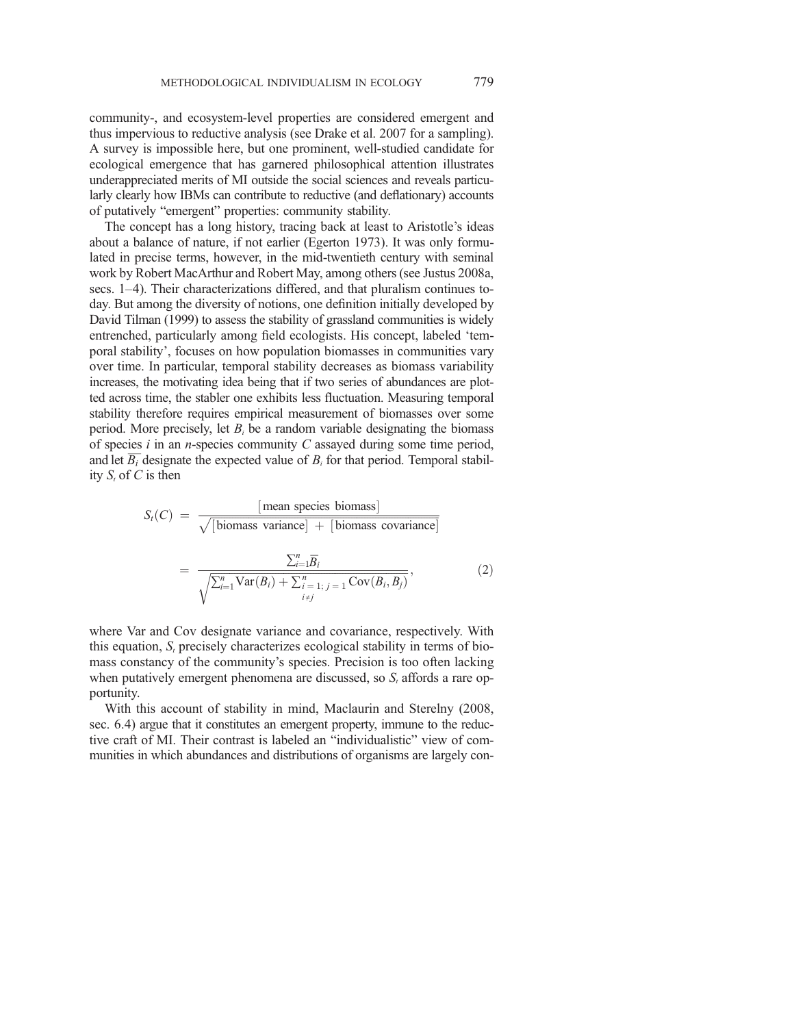community-, and ecosystem-level properties are considered emergent and thus impervious to reductive analysis (see Drake et al. 2007 for a sampling). A survey is impossible here, but one prominent, well-studied candidate for ecological emergence that has garnered philosophical attention illustrates underappreciated merits of MI outside the social sciences and reveals particularly clearly how IBMs can contribute to reductive (and deflationary) accounts of putatively "emergent" properties: community stability.

The concept has a long history, tracing back at least to Aristotle's ideas about a balance of nature, if not earlier (Egerton 1973). It was only formulated in precise terms, however, in the mid-twentieth century with seminal work by Robert MacArthur and Robert May, among others (see Justus 2008a, secs. 1–4). Their characterizations differed, and that pluralism continues today. But among the diversity of notions, one definition initially developed by David Tilman (1999) to assess the stability of grassland communities is widely entrenched, particularly among field ecologists. His concept, labeled 'temporal stability', focuses on how population biomasses in communities vary over time. In particular, temporal stability decreases as biomass variability increases, the motivating idea being that if two series of abundances are plotted across time, the stabler one exhibits less fluctuation. Measuring temporal stability therefore requires empirical measurement of biomasses over some period. More precisely, let $B_i$ be a random variable designating the biomass of species $i$ in an $n$-species community $C$ assayed during some time period, and let $\overline{B_i}$ designate the expected value of $B_i$ for that period. Temporal stability $S_t$ of $C$ is then

$$S_t(C) = \frac{[\text{mean species biomass}]}{\sqrt{[\text{biomass variance}] + [\text{biomass covariance}]}}$$

$$= \frac{\sum_{i=1}^{n} \overline{B}_i}{\sqrt{\sum_{i=1}^{n} \text{Var}(B_i) + \sum_{\substack{i=1;\, j=1 \\ i \neq j}}^{n} \text{Cov}(B_i, B_j)}}, \tag{2}$$

where Var and Cov designate variance and covariance, respectively. With this equation, $S_t$ precisely characterizes ecological stability in terms of biomass constancy of the community's species. Precision is too often lacking when putatively emergent phenomena are discussed, so $S_t$ affords a rare opportunity.

With this account of stability in mind, Maclaurin and Sterelny (2008, sec. 6.4) argue that it constitutes an emergent property, immune to the reductive craft of MI. Their contrast is labeled an "individualistic" view of communities in which abundances and distributions of organisms are largely con-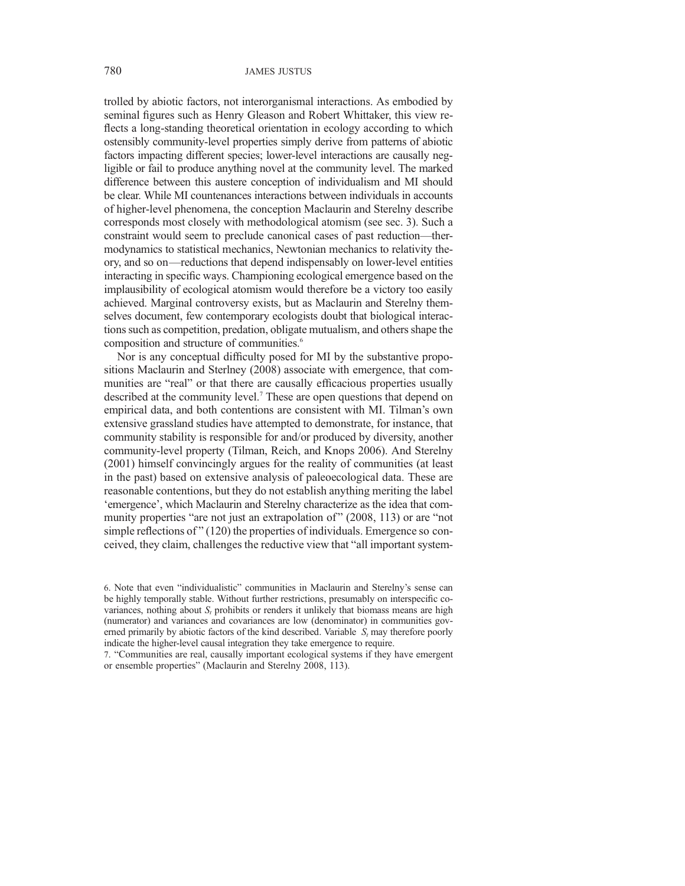trolled by abiotic factors, not interorganismal interactions. As embodied by seminal figures such as Henry Gleason and Robert Whittaker, this view reflects a long-standing theoretical orientation in ecology according to which ostensibly community-level properties simply derive from patterns of abiotic factors impacting different species; lower-level interactions are causally negligible or fail to produce anything novel at the community level. The marked difference between this austere conception of individualism and MI should be clear. While MI countenances interactions between individuals in accounts of higher-level phenomena, the conception Maclaurin and Sterelny describe corresponds most closely with methodological atomism (see sec. 3). Such a constraint would seem to preclude canonical cases of past reduction—thermodynamics to statistical mechanics, Newtonian mechanics to relativity theory, and so on—reductions that depend indispensably on lower-level entities interacting in specific ways. Championing ecological emergence based on the implausibility of ecological atomism would therefore be a victory too easily achieved. Marginal controversy exists, but as Maclaurin and Sterelny themselves document, few contemporary ecologists doubt that biological interactions such as competition, predation, obligate mutualism, and others shape the composition and structure of communities.[6]

Nor is any conceptual difficulty posed for MI by the substantive propositions Maclaurin and Sterlney (2008) associate with emergence, that communities are "real" or that there are causally efficacious properties usually described at the community level.[7] These are open questions that depend on empirical data, and both contentions are consistent with MI. Tilman's own extensive grassland studies have attempted to demonstrate, for instance, that community stability is responsible for and/or produced by diversity, another community-level property (Tilman, Reich, and Knops 2006). And Sterelny (2001) himself convincingly argues for the reality of communities (at least in the past) based on extensive analysis of paleoecological data. These are reasonable contentions, but they do not establish anything meriting the label 'emergence', which Maclaurin and Sterelny characterize as the idea that community properties "are not just an extrapolation of" (2008, 113) or are "not simple reflections of" (120) the properties of individuals. Emergence so conceived, they claim, challenges the reductive view that "all important system-

6. Note that even "individualistic" communities in Maclaurin and Sterelny's sense can be highly temporally stable. Without further restrictions, presumably on interspecific covariances, nothing about $S_t$ prohibits or renders it unlikely that biomass means are high (numerator) and variances and covariances are low (denominator) in communities governed primarily by abiotic factors of the kind described. Variable $S_t$ may therefore poorly indicate the higher-level causal integration they take emergence to require.

7. "Communities are real, causally important ecological systems if they have emergent or ensemble properties" (Maclaurin and Sterelny 2008, 113).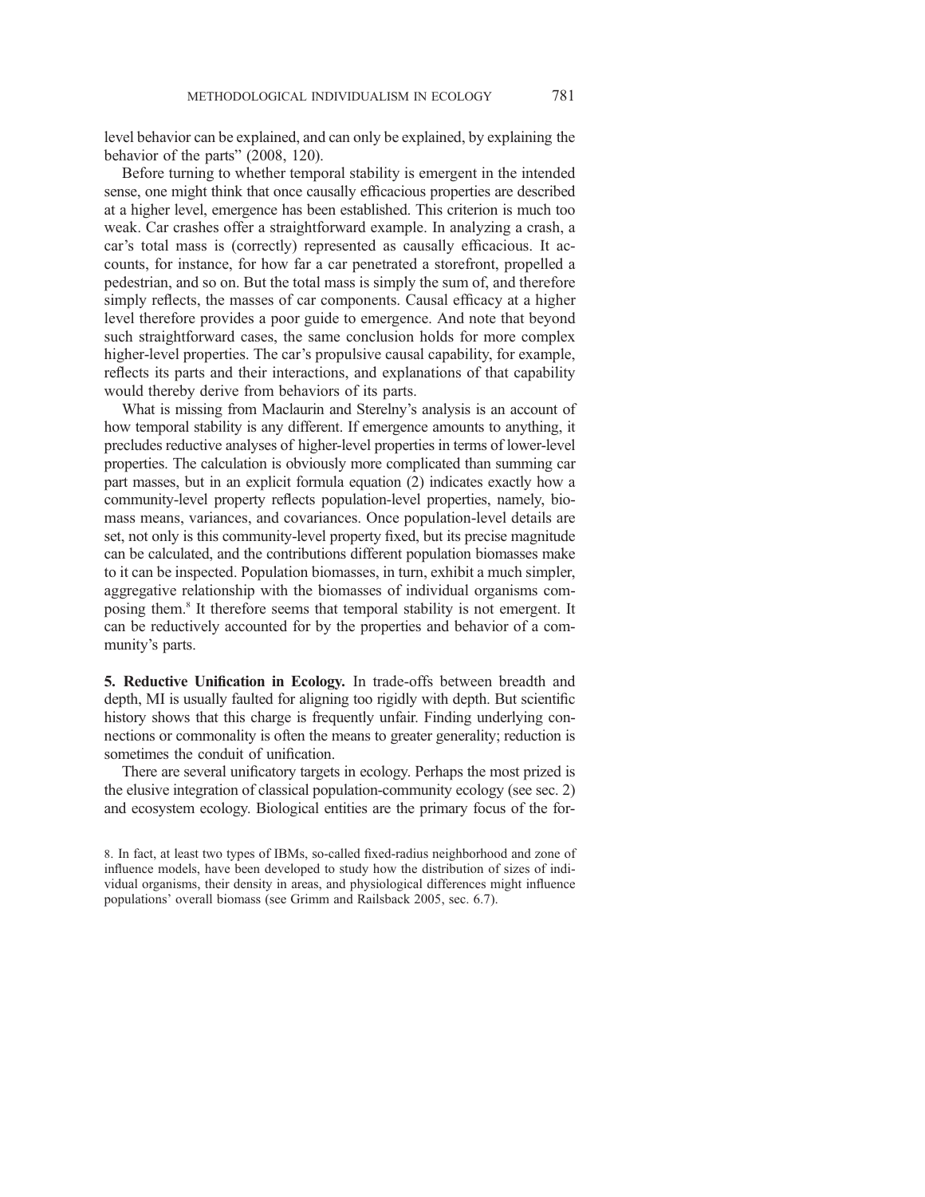level behavior can be explained, and can only be explained, by explaining the behavior of the parts" (2008, 120).

Before turning to whether temporal stability is emergent in the intended sense, one might think that once causally efficacious properties are described at a higher level, emergence has been established. This criterion is much too weak. Car crashes offer a straightforward example. In analyzing a crash, a car's total mass is (correctly) represented as causally efficacious. It accounts, for instance, for how far a car penetrated a storefront, propelled a pedestrian, and so on. But the total mass is simply the sum of, and therefore simply reflects, the masses of car components. Causal efficacy at a higher level therefore provides a poor guide to emergence. And note that beyond such straightforward cases, the same conclusion holds for more complex higher-level properties. The car's propulsive causal capability, for example, reflects its parts and their interactions, and explanations of that capability would thereby derive from behaviors of its parts.

What is missing from Maclaurin and Sterelny's analysis is an account of how temporal stability is any different. If emergence amounts to anything, it precludes reductive analyses of higher-level properties in terms of lower-level properties. The calculation is obviously more complicated than summing car part masses, but in an explicit formula equation (2) indicates exactly how a community-level property reflects population-level properties, namely, biomass means, variances, and covariances. Once population-level details are set, not only is this community-level property fixed, but its precise magnitude can be calculated, and the contributions different population biomasses make to it can be inspected. Population biomasses, in turn, exhibit a much simpler, aggregative relationship with the biomasses of individual organisms composing them.[8] It therefore seems that temporal stability is not emergent. It can be reductively accounted for by the properties and behavior of a community's parts.

**5. Reductive Unification in Ecology.** In trade-offs between breadth and depth, MI is usually faulted for aligning too rigidly with depth. But scientific history shows that this charge is frequently unfair. Finding underlying connections or commonality is often the means to greater generality; reduction is sometimes the conduit of unification.

There are several unificatory targets in ecology. Perhaps the most prized is the elusive integration of classical population-community ecology (see sec. 2) and ecosystem ecology. Biological entities are the primary focus of the for-

8. In fact, at least two types of IBMs, so-called fixed-radius neighborhood and zone of influence models, have been developed to study how the distribution of sizes of individual organisms, their density in areas, and physiological differences might influence populations' overall biomass (see Grimm and Railsback 2005, sec. 6.7).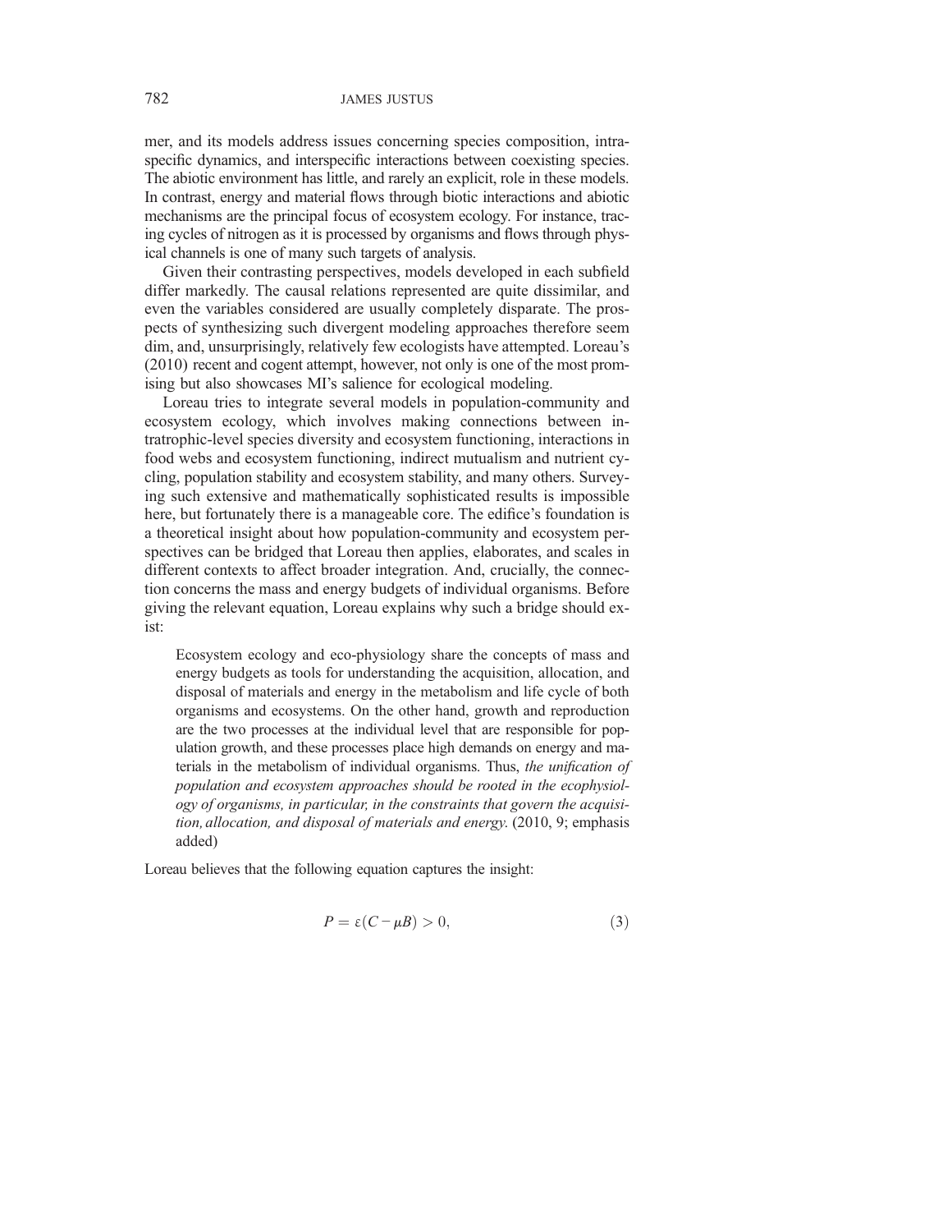mer, and its models address issues concerning species composition, intraspecific dynamics, and interspecific interactions between coexisting species. The abiotic environment has little, and rarely an explicit, role in these models. In contrast, energy and material flows through biotic interactions and abiotic mechanisms are the principal focus of ecosystem ecology. For instance, tracing cycles of nitrogen as it is processed by organisms and flows through physical channels is one of many such targets of analysis.

Given their contrasting perspectives, models developed in each subfield differ markedly. The causal relations represented are quite dissimilar, and even the variables considered are usually completely disparate. The prospects of synthesizing such divergent modeling approaches therefore seem dim, and, unsurprisingly, relatively few ecologists have attempted. Loreau's (2010) recent and cogent attempt, however, not only is one of the most promising but also showcases MI's salience for ecological modeling.

Loreau tries to integrate several models in population-community and ecosystem ecology, which involves making connections between intratrophic-level species diversity and ecosystem functioning, interactions in food webs and ecosystem functioning, indirect mutualism and nutrient cycling, population stability and ecosystem stability, and many others. Surveying such extensive and mathematically sophisticated results is impossible here, but fortunately there is a manageable core. The edifice's foundation is a theoretical insight about how population-community and ecosystem perspectives can be bridged that Loreau then applies, elaborates, and scales in different contexts to affect broader integration. And, crucially, the connection concerns the mass and energy budgets of individual organisms. Before giving the relevant equation, Loreau explains why such a bridge should exist:

> Ecosystem ecology and eco-physiology share the concepts of mass and energy budgets as tools for understanding the acquisition, allocation, and disposal of materials and energy in the metabolism and life cycle of both organisms and ecosystems. On the other hand, growth and reproduction are the two processes at the individual level that are responsible for population growth, and these processes place high demands on energy and materials in the metabolism of individual organisms. Thus, *the unification of population and ecosystem approaches should be rooted in the ecophysiology of organisms, in particular, in the constraints that govern the acquisition, allocation, and disposal of materials and energy.* (2010, 9; emphasis added)

Loreau believes that the following equation captures the insight:

$$P = \varepsilon(C - \mu B) > 0, \tag{3}$$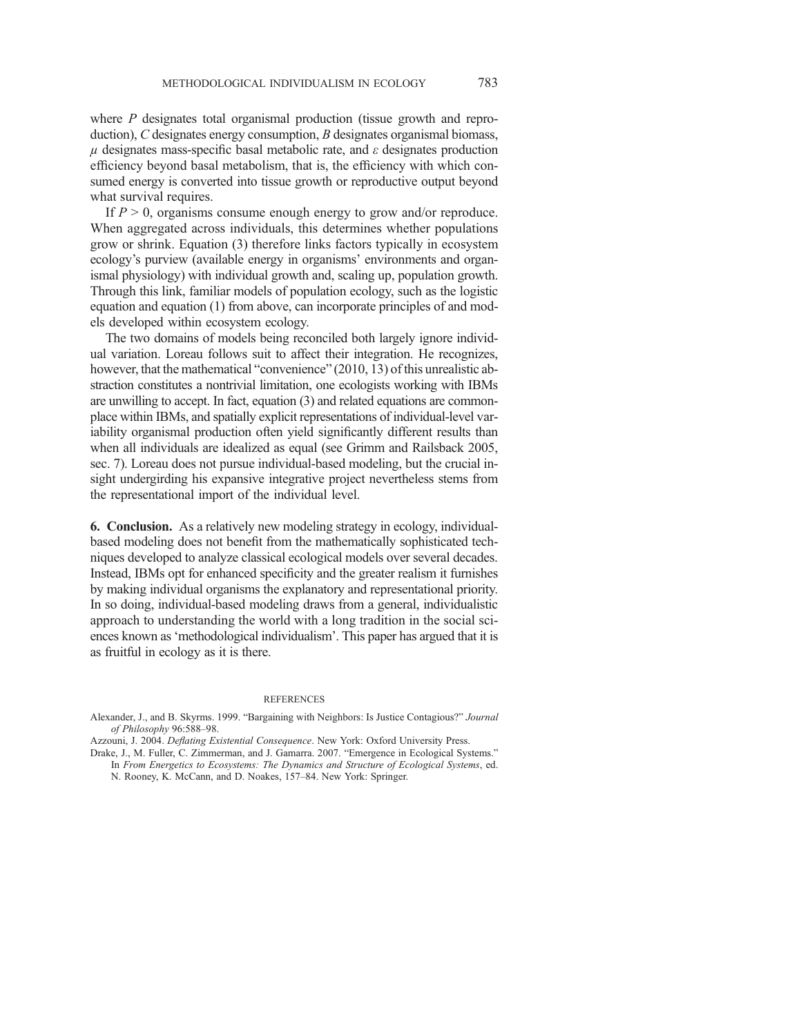where $P$ designates total organismal production (tissue growth and reproduction), $C$ designates energy consumption, $B$ designates organismal biomass, $\mu$ designates mass-specific basal metabolic rate, and $\varepsilon$ designates production efficiency beyond basal metabolism, that is, the efficiency with which consumed energy is converted into tissue growth or reproductive output beyond what survival requires.

If $P > 0$, organisms consume enough energy to grow and/or reproduce. When aggregated across individuals, this determines whether populations grow or shrink. Equation (3) therefore links factors typically in ecosystem ecology's purview (available energy in organisms' environments and organismal physiology) with individual growth and, scaling up, population growth. Through this link, familiar models of population ecology, such as the logistic equation and equation (1) from above, can incorporate principles of and models developed within ecosystem ecology.

The two domains of models being reconciled both largely ignore individual variation. Loreau follows suit to affect their integration. He recognizes, however, that the mathematical "convenience" (2010, 13) of this unrealistic abstraction constitutes a nontrivial limitation, one ecologists working with IBMs are unwilling to accept. In fact, equation (3) and related equations are commonplace within IBMs, and spatially explicit representations of individual-level variability organismal production often yield significantly different results than when all individuals are idealized as equal (see Grimm and Railsback 2005, sec. 7). Loreau does not pursue individual-based modeling, but the crucial insight undergirding his expansive integrative project nevertheless stems from the representational import of the individual level.

**6. Conclusion.** As a relatively new modeling strategy in ecology, individual-based modeling does not benefit from the mathematically sophisticated techniques developed to analyze classical ecological models over several decades. Instead, IBMs opt for enhanced specificity and the greater realism it furnishes by making individual organisms the explanatory and representational priority. In so doing, individual-based modeling draws from a general, individualistic approach to understanding the world with a long tradition in the social sciences known as 'methodological individualism'. This paper has argued that it is as fruitful in ecology as it is there.

## REFERENCES

Alexander, J., and B. Skyrms. 1999. "Bargaining with Neighbors: Is Justice Contagious?" *Journal of Philosophy* 96:588–98.

Azzouni, J. 2004. *Deflating Existential Consequence*. New York: Oxford University Press.

Drake, J., M. Fuller, C. Zimmerman, and J. Gamarra. 2007. "Emergence in Ecological Systems." In *From Energetics to Ecosystems: The Dynamics and Structure of Ecological Systems*, ed. N. Rooney, K. McCann, and D. Noakes, 157–84. New York: Springer.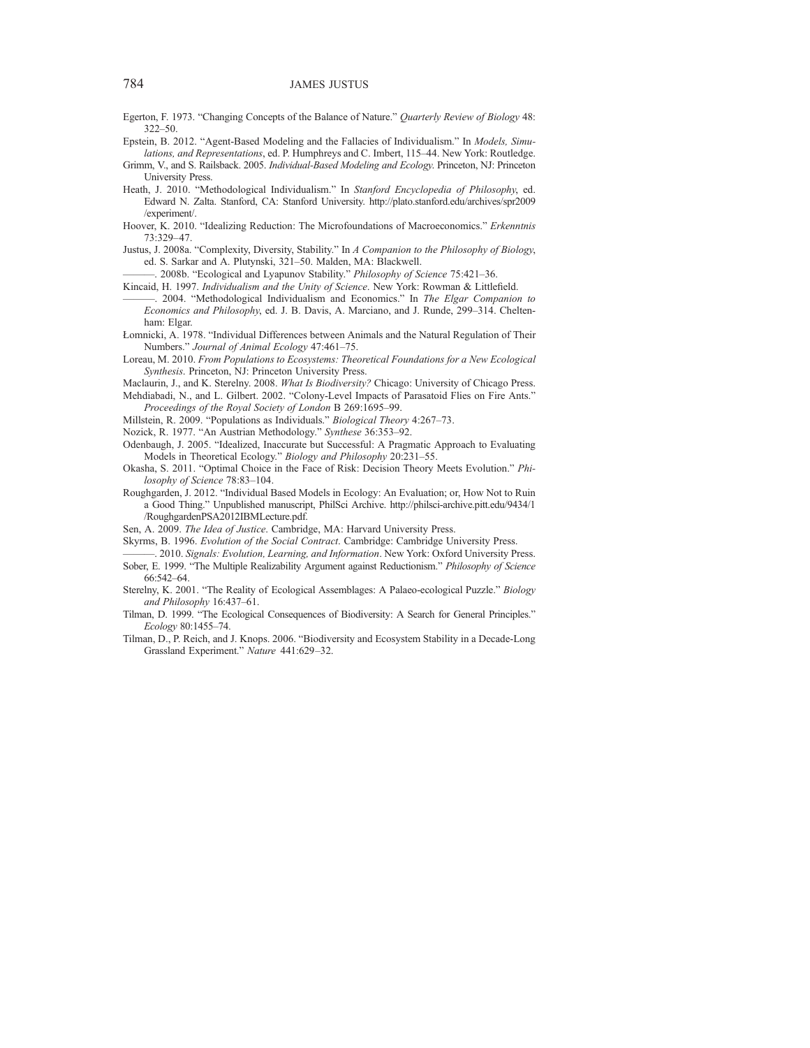Egerton, F. 1973. "Changing Concepts of the Balance of Nature." *Quarterly Review of Biology* 48: 322–50.

Epstein, B. 2012. "Agent-Based Modeling and the Fallacies of Individualism." In *Models, Simulations, and Representations*, ed. P. Humphreys and C. Imbert, 115–44. New York: Routledge.

Grimm, V., and S. Railsback. 2005. *Individual-Based Modeling and Ecology*. Princeton, NJ: Princeton University Press.

Heath, J. 2010. "Methodological Individualism." In *Stanford Encyclopedia of Philosophy*, ed. Edward N. Zalta. Stanford, CA: Stanford University. http://plato.stanford.edu/archives/spr2009/experiment/.

Hoover, K. 2010. "Idealizing Reduction: The Microfoundations of Macroeconomics." *Erkenntnis* 73:329–47.

Justus, J. 2008a. "Complexity, Diversity, Stability." In *A Companion to the Philosophy of Biology*, ed. S. Sarkar and A. Plutynski, 321–50. Malden, MA: Blackwell.

———. 2008b. "Ecological and Lyapunov Stability." *Philosophy of Science* 75:421–36.

Kincaid, H. 1997. *Individualism and the Unity of Science*. New York: Rowman & Littlefield.

———. 2004. "Methodological Individualism and Economics." In *The Elgar Companion to Economics and Philosophy*, ed. J. B. Davis, A. Marciano, and J. Runde, 299–314. Cheltenham: Elgar.

Łomnicki, A. 1978. "Individual Differences between Animals and the Natural Regulation of Their Numbers." *Journal of Animal Ecology* 47:461–75.

Loreau, M. 2010. *From Populations to Ecosystems: Theoretical Foundations for a New Ecological Synthesis*. Princeton, NJ: Princeton University Press.

Maclaurin, J., and K. Sterelny. 2008. *What Is Biodiversity?* Chicago: University of Chicago Press.

Mehdiabadi, N., and L. Gilbert. 2002. "Colony-Level Impacts of Parasatoid Flies on Fire Ants." *Proceedings of the Royal Society of London* B 269:1695–99.

Millstein, R. 2009. "Populations as Individuals." *Biological Theory* 4:267–73.

Nozick, R. 1977. "An Austrian Methodology." *Synthese* 36:353–92.

Odenbaugh, J. 2005. "Idealized, Inaccurate but Successful: A Pragmatic Approach to Evaluating Models in Theoretical Ecology." *Biology and Philosophy* 20:231–55.

Okasha, S. 2011. "Optimal Choice in the Face of Risk: Decision Theory Meets Evolution." *Philosophy of Science* 78:83–104.

Roughgarden, J. 2012. "Individual Based Models in Ecology: An Evaluation; or, How Not to Ruin a Good Thing." Unpublished manuscript, PhilSci Archive. http://philsci-archive.pitt.edu/9434/1/RoughgardenPSA2012IBMLecture.pdf.

Sen, A. 2009. *The Idea of Justice*. Cambridge, MA: Harvard University Press.

Skyrms, B. 1996. *Evolution of the Social Contract*. Cambridge: Cambridge University Press.

———. 2010. *Signals: Evolution, Learning, and Information*. New York: Oxford University Press.

Sober, E. 1999. "The Multiple Realizability Argument against Reductionism." *Philosophy of Science* 66:542–64.

Sterelny, K. 2001. "The Reality of Ecological Assemblages: A Palaeo-ecological Puzzle." *Biology and Philosophy* 16:437–61.

Tilman, D. 1999. "The Ecological Consequences of Biodiversity: A Search for General Principles." *Ecology* 80:1455–74.

Tilman, D., P. Reich, and J. Knops. 2006. "Biodiversity and Ecosystem Stability in a Decade-Long Grassland Experiment." *Nature* 441:629–32.